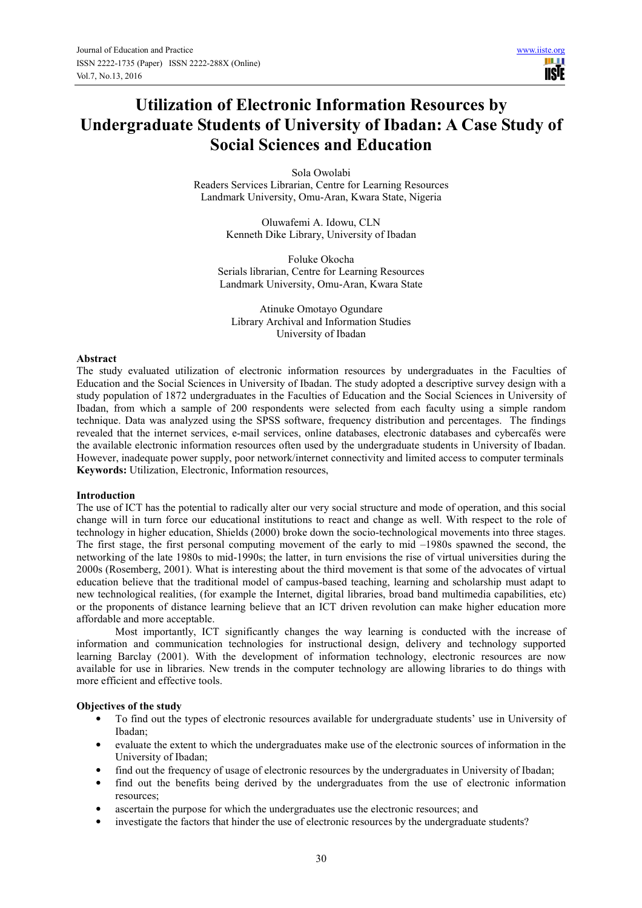# Utilization of Electronic Information Resources by Undergraduate Students of University of Ibadan: A Case Study of Social Sciences and Education

Sola Owolabi
Readers Services Librarian, Centre for Learning Resources
Landmark University, Omu-Aran, Kwara State, Nigeria

Oluwafemi A. Idowu, CLN
Kenneth Dike Library, University of Ibadan

Foluke Okocha
Serials librarian, Centre for Learning Resources
Landmark University, Omu-Aran, Kwara State

Atinuke Omotayo Ogundare
Library Archival and Information Studies
University of Ibadan

**Abstract**

The study evaluated utilization of electronic information resources by undergraduates in the Faculties of Education and the Social Sciences in University of Ibadan. The study adopted a descriptive survey design with a study population of 1872 undergraduates in the Faculties of Education and the Social Sciences in University of Ibadan, from which a sample of 200 respondents were selected from each faculty using a simple random technique. Data was analyzed using the SPSS software, frequency distribution and percentages. The findings revealed that the internet services, e-mail services, online databases, electronic databases and cybercafés were the available electronic information resources often used by the undergraduate students in University of Ibadan. However, inadequate power supply, poor network/internet connectivity and limited access to computer terminals

**Keywords:** Utilization, Electronic, Information resources,

## Introduction

The use of ICT has the potential to radically alter our very social structure and mode of operation, and this social change will in turn force our educational institutions to react and change as well. With respect to the role of technology in higher education, Shields (2000) broke down the socio-technological movements into three stages. The first stage, the first personal computing movement of the early to mid –1980s spawned the second, the networking of the late 1980s to mid-1990s; the latter, in turn envisions the rise of virtual universities during the 2000s (Rosemberg, 2001). What is interesting about the third movement is that some of the advocates of virtual education believe that the traditional model of campus-based teaching, learning and scholarship must adapt to new technological realities, (for example the Internet, digital libraries, broad band multimedia capabilities, etc) or the proponents of distance learning believe that an ICT driven revolution can make higher education more affordable and more acceptable.

Most importantly, ICT significantly changes the way learning is conducted with the increase of information and communication technologies for instructional design, delivery and technology supported learning Barclay (2001). With the development of information technology, electronic resources are now available for use in libraries. New trends in the computer technology are allowing libraries to do things with more efficient and effective tools.

**Objectives of the study**

- To find out the types of electronic resources available for undergraduate students' use in University of Ibadan;
- evaluate the extent to which the undergraduates make use of the electronic sources of information in the University of Ibadan;
- find out the frequency of usage of electronic resources by the undergraduates in University of Ibadan;
- find out the benefits being derived by the undergraduates from the use of electronic information resources;
- ascertain the purpose for which the undergraduates use the electronic resources; and
- investigate the factors that hinder the use of electronic resources by the undergraduate students?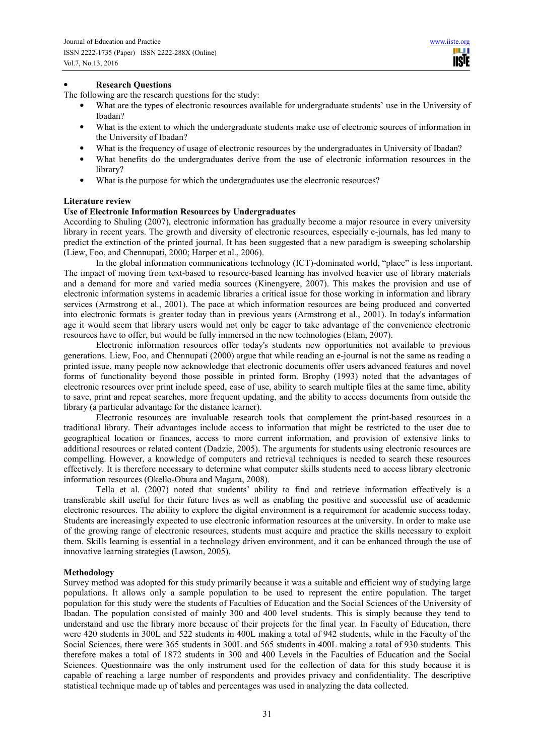- **Research Questions**

The following are the research questions for the study:

- What are the types of electronic resources available for undergraduate students' use in the University of Ibadan?
- What is the extent to which the undergraduate students make use of electronic sources of information in the University of Ibadan?
- What is the frequency of usage of electronic resources by the undergraduates in University of Ibadan?
- What benefits do the undergraduates derive from the use of electronic information resources in the library?
- What is the purpose for which the undergraduates use the electronic resources?

## Literature review

### Use of Electronic Information Resources by Undergraduates

According to Shuling (2007), electronic information has gradually become a major resource in every university library in recent years. The growth and diversity of electronic resources, especially e-journals, has led many to predict the extinction of the printed journal. It has been suggested that a new paradigm is sweeping scholarship (Liew, Foo, and Chennupati, 2000; Harper et al., 2006).

In the global information communications technology (ICT)-dominated world, "place" is less important. The impact of moving from text-based to resource-based learning has involved heavier use of library materials and a demand for more and varied media sources (Kinengyere, 2007). This makes the provision and use of electronic information systems in academic libraries a critical issue for those working in information and library services (Armstrong et al., 2001). The pace at which information resources are being produced and converted into electronic formats is greater today than in previous years (Armstrong et al., 2001). In today's information age it would seem that library users would not only be eager to take advantage of the convenience electronic resources have to offer, but would be fully immersed in the new technologies (Elam, 2007).

Electronic information resources offer today's students new opportunities not available to previous generations. Liew, Foo, and Chennupati (2000) argue that while reading an e-journal is not the same as reading a printed issue, many people now acknowledge that electronic documents offer users advanced features and novel forms of functionality beyond those possible in printed form. Brophy (1993) noted that the advantages of electronic resources over print include speed, ease of use, ability to search multiple files at the same time, ability to save, print and repeat searches, more frequent updating, and the ability to access documents from outside the library (a particular advantage for the distance learner).

Electronic resources are invaluable research tools that complement the print-based resources in a traditional library. Their advantages include access to information that might be restricted to the user due to geographical location or finances, access to more current information, and provision of extensive links to additional resources or related content (Dadzie, 2005). The arguments for students using electronic resources are compelling. However, a knowledge of computers and retrieval techniques is needed to search these resources effectively. It is therefore necessary to determine what computer skills students need to access library electronic information resources (Okello-Obura and Magara, 2008).

Tella et al. (2007) noted that students' ability to find and retrieve information effectively is a transferable skill useful for their future lives as well as enabling the positive and successful use of academic electronic resources. The ability to explore the digital environment is a requirement for academic success today. Students are increasingly expected to use electronic information resources at the university. In order to make use of the growing range of electronic resources, students must acquire and practice the skills necessary to exploit them. Skills learning is essential in a technology driven environment, and it can be enhanced through the use of innovative learning strategies (Lawson, 2005).

## Methodology

Survey method was adopted for this study primarily because it was a suitable and efficient way of studying large populations. It allows only a sample population to be used to represent the entire population. The target population for this study were the students of Faculties of Education and the Social Sciences of the University of Ibadan. The population consisted of mainly 300 and 400 level students. This is simply because they tend to understand and use the library more because of their projects for the final year. In Faculty of Education, there were 420 students in 300L and 522 students in 400L making a total of 942 students, while in the Faculty of the Social Sciences, there were 365 students in 300L and 565 students in 400L making a total of 930 students. This therefore makes a total of 1872 students in 300 and 400 Levels in the Faculties of Education and the Social Sciences. Questionnaire was the only instrument used for the collection of data for this study because it is capable of reaching a large number of respondents and provides privacy and confidentiality. The descriptive statistical technique made up of tables and percentages was used in analyzing the data collected.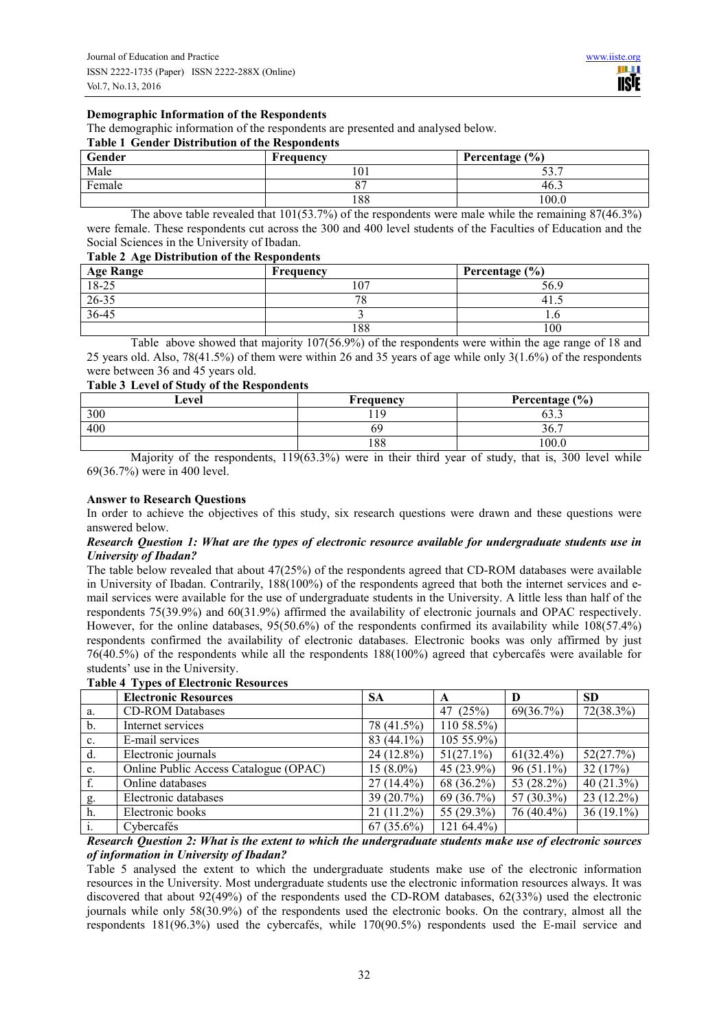**Demographic Information of the Respondents**

The demographic information of the respondents are presented and analysed below.

**Table 1 Gender Distribution of the Respondents**

| Gender | Frequency | Percentage (%) |
|---|---|---|
| Male | 101 | 53.7 |
| Female | 87 | 46.3 |
| | 188 | 100.0 |

The above table revealed that 101(53.7%) of the respondents were male while the remaining 87(46.3%) were female. These respondents cut across the 300 and 400 level students of the Faculties of Education and the Social Sciences in the University of Ibadan.

**Table 2 Age Distribution of the Respondents**

| Age Range | Frequency | Percentage (%) |
|---|---|---|
| 18-25 | 107 | 56.9 |
| 26-35 | 78 | 41.5 |
| 36-45 | 3 | 1.6 |
| | 188 | 100 |

Table above showed that majority 107(56.9%) of the respondents were within the age range of 18 and 25 years old. Also, 78(41.5%) of them were within 26 and 35 years of age while only 3(1.6%) of the respondents were between 36 and 45 years old.

**Table 3 Level of Study of the Respondents**

| Level | Frequency | Percentage (%) |
|---|---|---|
| 300 | 119 | 63.3 |
| 400 | 69 | 36.7 |
| | 188 | 100.0 |

Majority of the respondents, 119(63.3%) were in their third year of study, that is, 300 level while 69(36.7%) were in 400 level.

**Answer to Research Questions**

In order to achieve the objectives of this study, six research questions were drawn and these questions were answered below.

***Research Question 1: What are the types of electronic resource available for undergraduate students use in University of Ibadan?***

The table below revealed that about 47(25%) of the respondents agreed that CD-ROM databases were available in University of Ibadan. Contrarily, 188(100%) of the respondents agreed that both the internet services and e-mail services were available for the use of undergraduate students in the University. A little less than half of the respondents 75(39.9%) and 60(31.9%) affirmed the availability of electronic journals and OPAC respectively. However, for the online databases, 95(50.6%) of the respondents confirmed its availability while 108(57.4%) respondents confirmed the availability of electronic databases. Electronic books was only affirmed by just 76(40.5%) of the respondents while all the respondents 188(100%) agreed that cybercafés were available for students' use in the University.

**Table 4 Types of Electronic Resources**

| | Electronic Resources | SA | A | D | SD |
|---|---|---|---|---|---|
| a. | CD-ROM Databases | | 47 (25%) | 69(36.7%) | 72(38.3%) |
| b. | Internet services | 78 (41.5%) | 110 58.5%) | | |
| c. | E-mail services | 83 (44.1%) | 105 55.9%) | | |
| d. | Electronic journals | 24 (12.8%) | 51(27.1%) | 61(32.4%) | 52(27.7%) |
| e. | Online Public Access Catalogue (OPAC) | 15 (8.0%) | 45 (23.9%) | 96 (51.1%) | 32 (17%) |
| f. | Online databases | 27 (14.4%) | 68 (36.2%) | 53 (28.2%) | 40 (21.3%) |
| g. | Electronic databases | 39 (20.7%) | 69 (36.7%) | 57 (30.3%) | 23 (12.2%) |
| h. | Electronic books | 21 (11.2%) | 55 (29.3%) | 76 (40.4%) | 36 (19.1%) |
| i. | Cybercafés | 67 (35.6%) | 121 64.4%) | | |

***Research Question 2: What is the extent to which the undergraduate students make use of electronic sources of information in University of Ibadan?***

Table 5 analysed the extent to which the undergraduate students make use of the electronic information resources in the University. Most undergraduate students use the electronic information resources always. It was discovered that about 92(49%) of the respondents used the CD-ROM databases, 62(33%) used the electronic journals while only 58(30.9%) of the respondents used the electronic books. On the contrary, almost all the respondents 181(96.3%) used the cybercafés, while 170(90.5%) respondents used the E-mail service and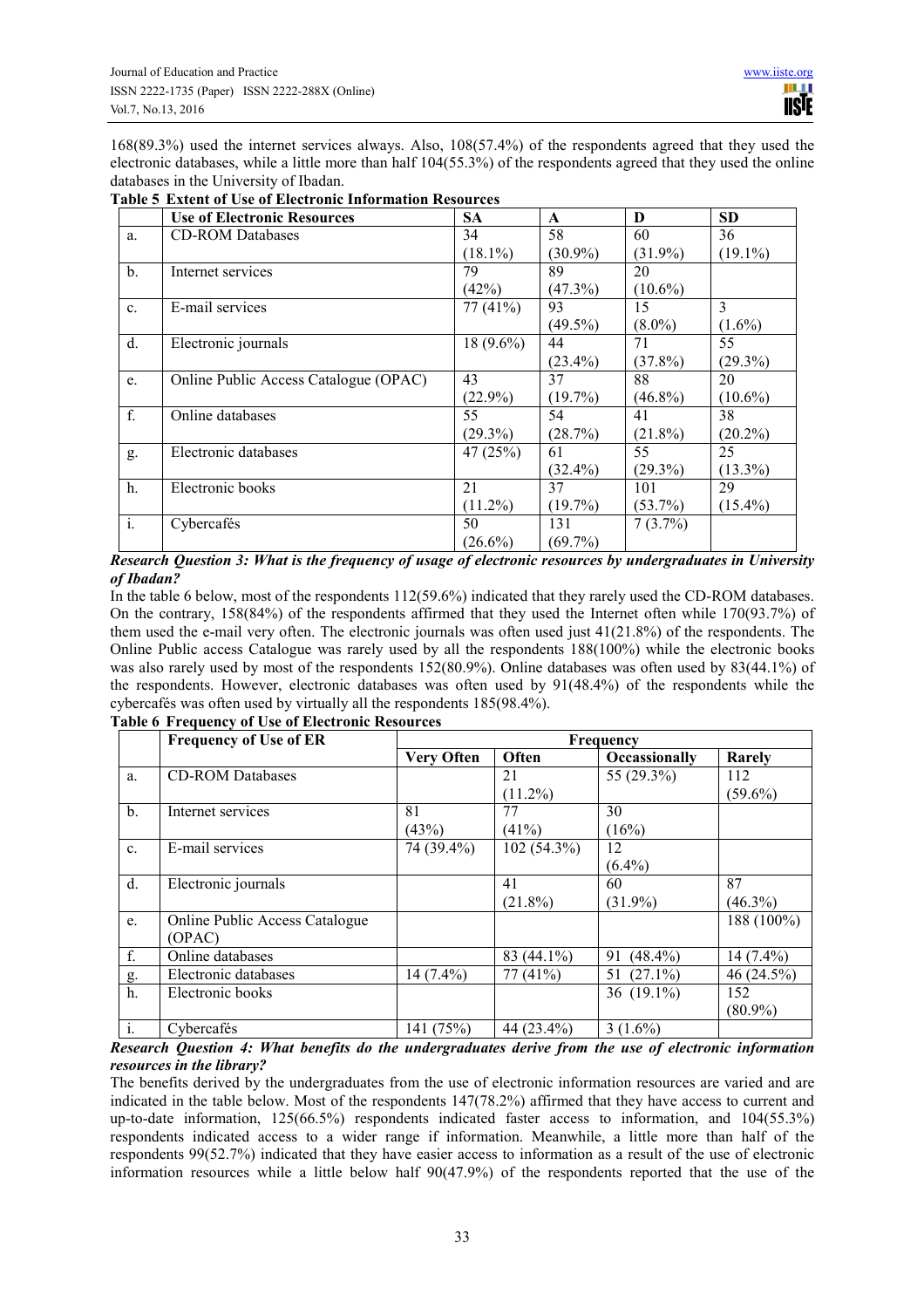168(89.3%) used the internet services always. Also, 108(57.4%) of the respondents agreed that they used the electronic databases, while a little more than half 104(55.3%) of the respondents agreed that they used the online databases in the University of Ibadan.

**Table 5 Extent of Use of Electronic Information Resources**

| | Use of Electronic Resources | SA | A | D | SD |
|---|---|---|---|---|---|
| a. | CD-ROM Databases | 34 (18.1%) | 58 (30.9%) | 60 (31.9%) | 36 (19.1%) |
| b. | Internet services | 79 (42%) | 89 (47.3%) | 20 (10.6%) | |
| c. | E-mail services | 77 (41%) | 93 (49.5%) | 15 (8.0%) | 3 (1.6%) |
| d. | Electronic journals | 18 (9.6%) | 44 (23.4%) | 71 (37.8%) | 55 (29.3%) |
| e. | Online Public Access Catalogue (OPAC) | 43 (22.9%) | 37 (19.7%) | 88 (46.8%) | 20 (10.6%) |
| f. | Online databases | 55 (29.3%) | 54 (28.7%) | 41 (21.8%) | 38 (20.2%) |
| g. | Electronic databases | 47 (25%) | 61 (32.4%) | 55 (29.3%) | 25 (13.3%) |
| h. | Electronic books | 21 (11.2%) | 37 (19.7%) | 101 (53.7%) | 29 (15.4%) |
| i. | Cybercafés | 50 (26.6%) | 131 (69.7%) | 7 (3.7%) | |

***Research Question 3: What is the frequency of usage of electronic resources by undergraduates in University of Ibadan?***

In the table 6 below, most of the respondents 112(59.6%) indicated that they rarely used the CD-ROM databases. On the contrary, 158(84%) of the respondents affirmed that they used the Internet often while 170(93.7%) of them used the e-mail very often. The electronic journals was often used just 41(21.8%) of the respondents. The Online Public access Catalogue was rarely used by all the respondents 188(100%) while the electronic books was also rarely used by most of the respondents 152(80.9%). Online databases was often used by 83(44.1%) of the respondents. However, electronic databases was often used by 91(48.4%) of the respondents while the cybercafés was often used by virtually all the respondents 185(98.4%).

**Table 6 Frequency of Use of Electronic Resources**

| | Frequency of Use of ER | Frequency | | | |
|---|---|---|---|---|---|
| | | Very Often | Often | Occassionally | Rarely |
| a. | CD-ROM Databases | | 21 (11.2%) | 55 (29.3%) | 112 (59.6%) |
| b. | Internet services | 81 (43%) | 77 (41%) | 30 (16%) | |
| c. | E-mail services | 74 (39.4%) | 102 (54.3%) | 12 (6.4%) | |
| d. | Electronic journals | | 41 (21.8%) | 60 (31.9%) | 87 (46.3%) |
| e. | Online Public Access Catalogue (OPAC) | | | | 188 (100%) |
| f. | Online databases | | 83 (44.1%) | 91 (48.4%) | 14 (7.4%) |
| g. | Electronic databases | 14 (7.4%) | 77 (41%) | 51 (27.1%) | 46 (24.5%) |
| h. | Electronic books | | | 36 (19.1%) | 152 (80.9%) |
| i. | Cybercafés | 141 (75%) | 44 (23.4%) | 3 (1.6%) | |

***Research Question 4: What benefits do the undergraduates derive from the use of electronic information resources in the library?***

The benefits derived by the undergraduates from the use of electronic information resources are varied and are indicated in the table below. Most of the respondents 147(78.2%) affirmed that they have access to current and up-to-date information, 125(66.5%) respondents indicated faster access to information, and 104(55.3%) respondents indicated access to a wider range if information. Meanwhile, a little more than half of the respondents 99(52.7%) indicated that they have easier access to information as a result of the use of electronic information resources while a little below half 90(47.9%) of the respondents reported that the use of the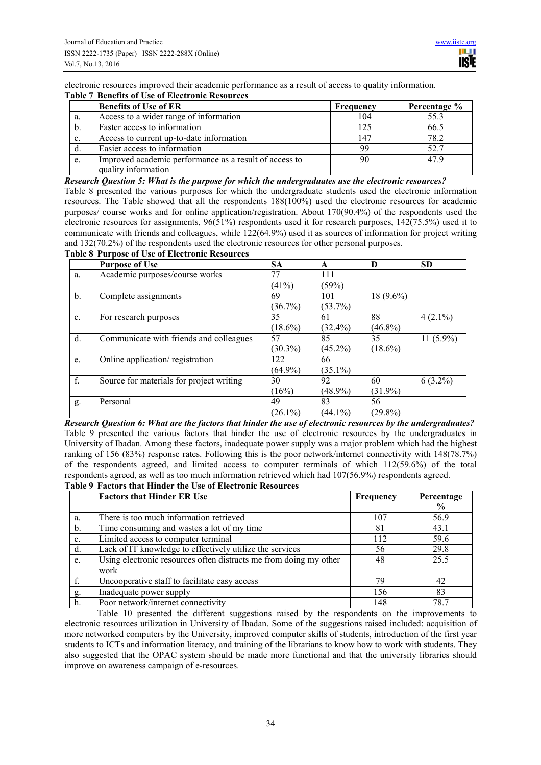electronic resources improved their academic performance as a result of access to quality information.

**Table 7 Benefits of Use of Electronic Resources**

| | Benefits of Use of ER | Frequency | Percentage % |
|---|---|---|---|
| a. | Access to a wider range of information | 104 | 55.3 |
| b. | Faster access to information | 125 | 66.5 |
| c. | Access to current up-to-date information | 147 | 78.2 |
| d. | Easier access to information | 99 | 52.7 |
| e. | Improved academic performance as a result of access to quality information | 90 | 47.9 |

***Research Question 5: What is the purpose for which the undergraduates use the electronic resources?***

Table 8 presented the various purposes for which the undergraduate students used the electronic information resources. The Table showed that all the respondents 188(100%) used the electronic resources for academic purposes/ course works and for online application/registration. About 170(90.4%) of the respondents used the electronic resources for assignments, 96(51%) respondents used it for research purposes, 142(75.5%) used it to communicate with friends and colleagues, while 122(64.9%) used it as sources of information for project writing and 132(70.2%) of the respondents used the electronic resources for other personal purposes.

**Table 8 Purpose of Use of Electronic Resources**

| | Purpose of Use | SA | A | D | SD |
|---|---|---|---|---|---|
| a. | Academic purposes/course works | 77 (41%) | 111 (59%) | | |
| b. | Complete assignments | 69 (36.7%) | 101 (53.7%) | 18 (9.6%) | |
| c. | For research purposes | 35 (18.6%) | 61 (32.4%) | 88 (46.8%) | 4 (2.1%) |
| d. | Communicate with friends and colleagues | 57 (30.3%) | 85 (45.2%) | 35 (18.6%) | 11 (5.9%) |
| e. | Online application/ registration | 122 (64.9%) | 66 (35.1%) | | |
| f. | Source for materials for project writing | 30 (16%) | 92 (48.9%) | 60 (31.9%) | 6 (3.2%) |
| g. | Personal | 49 (26.1%) | 83 (44.1%) | 56 (29.8%) | |

***Research Question 6: What are the factors that hinder the use of electronic resources by the undergraduates?***

Table 9 presented the various factors that hinder the use of electronic resources by the undergraduates in University of Ibadan. Among these factors, inadequate power supply was a major problem which had the highest ranking of 156 (83%) response rates. Following this is the poor network/internet connectivity with 148(78.7%) of the respondents agreed, and limited access to computer terminals of which 112(59.6%) of the total respondents agreed, as well as too much information retrieved which had 107(56.9%) respondents agreed.

**Table 9 Factors that Hinder the Use of Electronic Resources**

| | Factors that Hinder ER Use | Frequency | Percentage % |
|---|---|---|---|
| a. | There is too much information retrieved | 107 | 56.9 |
| b. | Time consuming and wastes a lot of my time | 81 | 43.1 |
| c. | Limited access to computer terminal | 112 | 59.6 |
| d. | Lack of IT knowledge to effectively utilize the services | 56 | 29.8 |
| e. | Using electronic resources often distracts me from doing my other work | 48 | 25.5 |
| f. | Uncooperative staff to facilitate easy access | 79 | 42 |
| g. | Inadequate power supply | 156 | 83 |
| h. | Poor network/internet connectivity | 148 | 78.7 |

Table 10 presented the different suggestions raised by the respondents on the improvements to electronic resources utilization in University of Ibadan. Some of the suggestions raised included: acquisition of more networked computers by the University, improved computer skills of students, introduction of the first year students to ICTs and information literacy, and training of the librarians to know how to work with students. They also suggested that the OPAC system should be made more functional and that the university libraries should improve on awareness campaign of e-resources.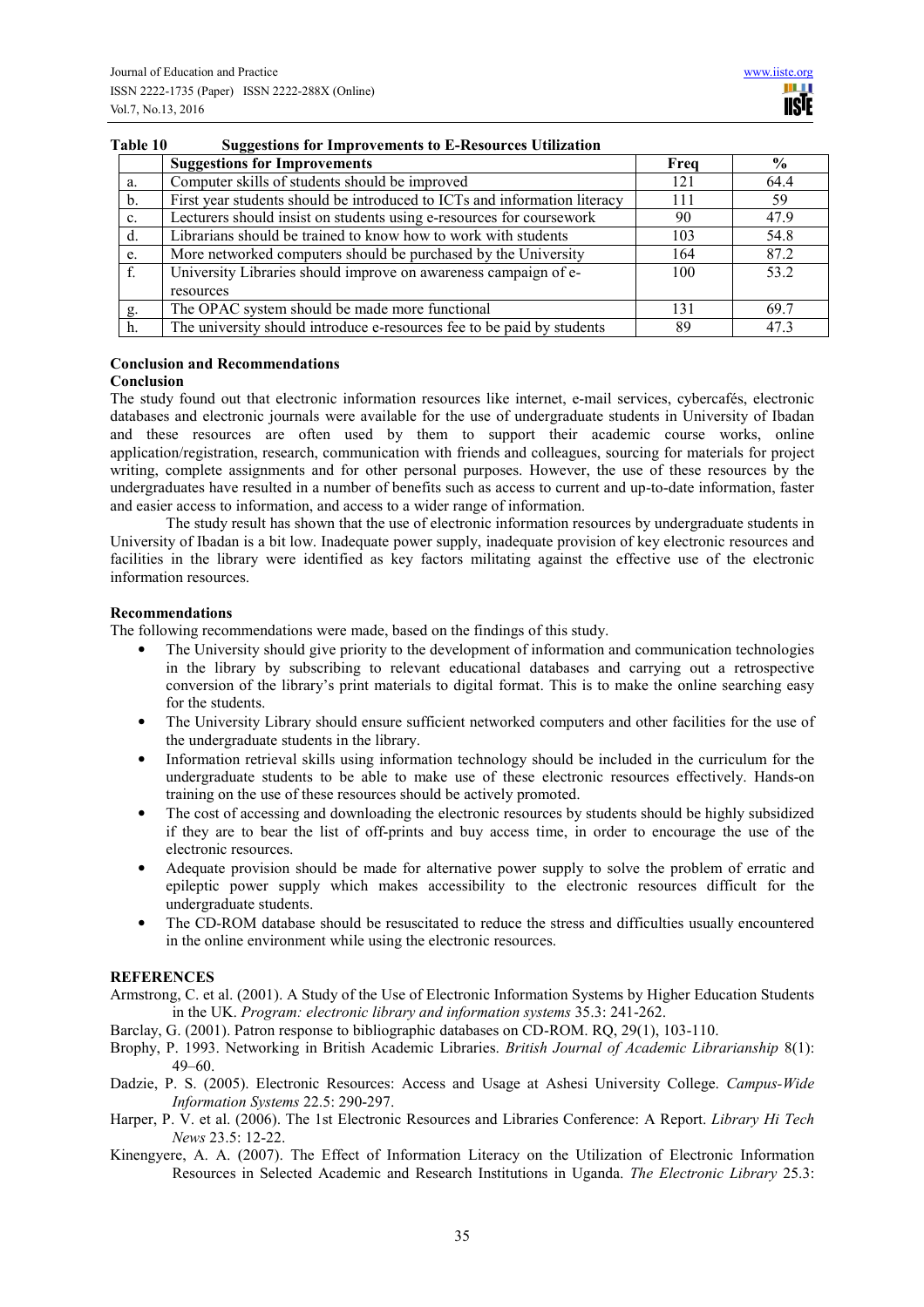**Table 10 Suggestions for Improvements to E-Resources Utilization**

| | Suggestions for Improvements | Freq | % |
|---|---|---|---|
| a. | Computer skills of students should be improved | 121 | 64.4 |
| b. | First year students should be introduced to ICTs and information literacy | 111 | 59 |
| c. | Lecturers should insist on students using e-resources for coursework | 90 | 47.9 |
| d. | Librarians should be trained to know how to work with students | 103 | 54.8 |
| e. | More networked computers should be purchased by the University | 164 | 87.2 |
| f. | University Libraries should improve on awareness campaign of e-resources | 100 | 53.2 |
| g. | The OPAC system should be made more functional | 131 | 69.7 |
| h. | The university should introduce e-resources fee to be paid by students | 89 | 47.3 |

## Conclusion and Recommendations

### Conclusion

The study found out that electronic information resources like internet, e-mail services, cybercafés, electronic databases and electronic journals were available for the use of undergraduate students in University of Ibadan and these resources are often used by them to support their academic course works, online application/registration, research, communication with friends and colleagues, sourcing for materials for project writing, complete assignments and for other personal purposes. However, the use of these resources by the undergraduates have resulted in a number of benefits such as access to current and up-to-date information, faster and easier access to information, and access to a wider range of information.

The study result has shown that the use of electronic information resources by undergraduate students in University of Ibadan is a bit low. Inadequate power supply, inadequate provision of key electronic resources and facilities in the library were identified as key factors militating against the effective use of the electronic information resources.

### Recommendations

The following recommendations were made, based on the findings of this study.

- The University should give priority to the development of information and communication technologies in the library by subscribing to relevant educational databases and carrying out a retrospective conversion of the library's print materials to digital format. This is to make the online searching easy for the students.
- The University Library should ensure sufficient networked computers and other facilities for the use of the undergraduate students in the library.
- Information retrieval skills using information technology should be included in the curriculum for the undergraduate students to be able to make use of these electronic resources effectively. Hands-on training on the use of these resources should be actively promoted.
- The cost of accessing and downloading the electronic resources by students should be highly subsidized if they are to bear the list of off-prints and buy access time, in order to encourage the use of the electronic resources.
- Adequate provision should be made for alternative power supply to solve the problem of erratic and epileptic power supply which makes accessibility to the electronic resources difficult for the undergraduate students.
- The CD-ROM database should be resuscitated to reduce the stress and difficulties usually encountered in the online environment while using the electronic resources.

## REFERENCES

Armstrong, C. et al. (2001). A Study of the Use of Electronic Information Systems by Higher Education Students in the UK. *Program: electronic library and information systems* 35.3: 241-262.

Barclay, G. (2001). Patron response to bibliographic databases on CD-ROM. RQ, 29(1), 103-110.

Brophy, P. 1993. Networking in British Academic Libraries. *British Journal of Academic Librarianship* 8(1): 49–60.

Dadzie, P. S. (2005). Electronic Resources: Access and Usage at Ashesi University College. *Campus-Wide Information Systems* 22.5: 290-297.

Harper, P. V. et al. (2006). The 1st Electronic Resources and Libraries Conference: A Report. *Library Hi Tech News* 23.5: 12-22.

Kinengyere, A. A. (2007). The Effect of Information Literacy on the Utilization of Electronic Information Resources in Selected Academic and Research Institutions in Uganda. *The Electronic Library* 25.3: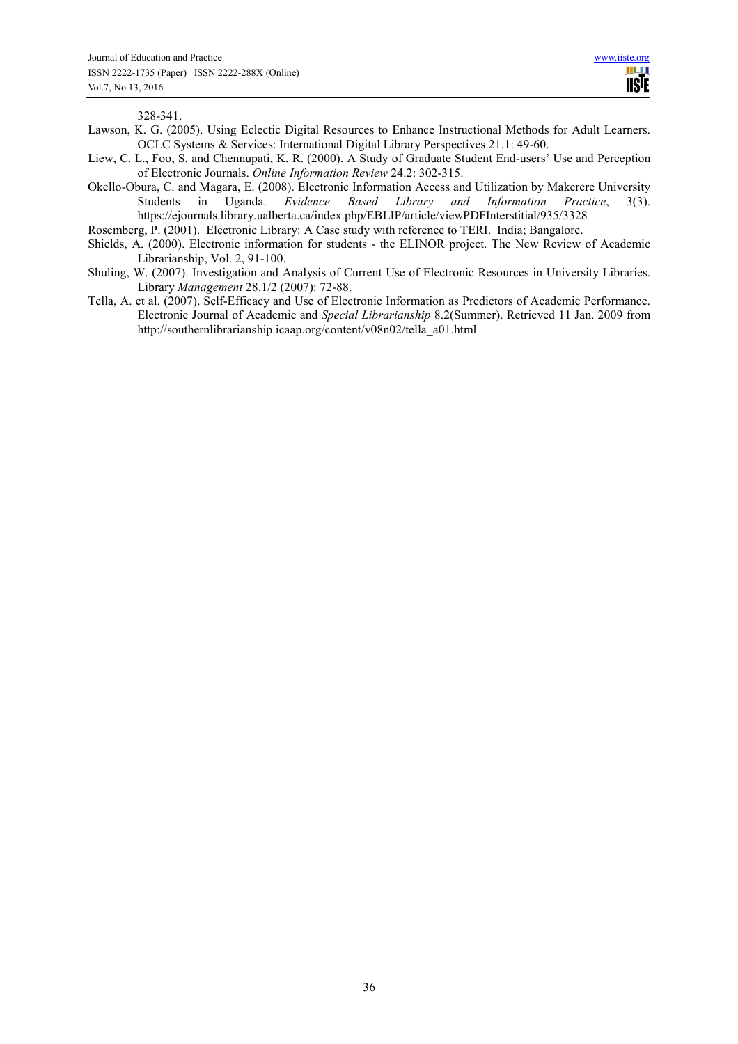328-341.

Lawson, K. G. (2005). Using Eclectic Digital Resources to Enhance Instructional Methods for Adult Learners. OCLC Systems & Services: International Digital Library Perspectives 21.1: 49-60.

Liew, C. L., Foo, S. and Chennupati, K. R. (2000). A Study of Graduate Student End-users' Use and Perception of Electronic Journals. *Online Information Review* 24.2: 302-315.

Okello-Obura, C. and Magara, E. (2008). Electronic Information Access and Utilization by Makerere University Students in Uganda. *Evidence Based Library and Information Practice*, 3(3). https://ejournals.library.ualberta.ca/index.php/EBLIP/article/viewPDFInterstitial/935/3328

Rosemberg, P. (2001). Electronic Library: A Case study with reference to TERI. India; Bangalore.

Shields, A. (2000). Electronic information for students - the ELINOR project. The New Review of Academic Librarianship, Vol. 2, 91-100.

Shuling, W. (2007). Investigation and Analysis of Current Use of Electronic Resources in University Libraries. Library *Management* 28.1/2 (2007): 72-88.

Tella, A. et al. (2007). Self-Efficacy and Use of Electronic Information as Predictors of Academic Performance. Electronic Journal of Academic and *Special Librarianship* 8.2(Summer). Retrieved 11 Jan. 2009 from http://southernlibrarianship.icaap.org/content/v08n02/tella_a01.html